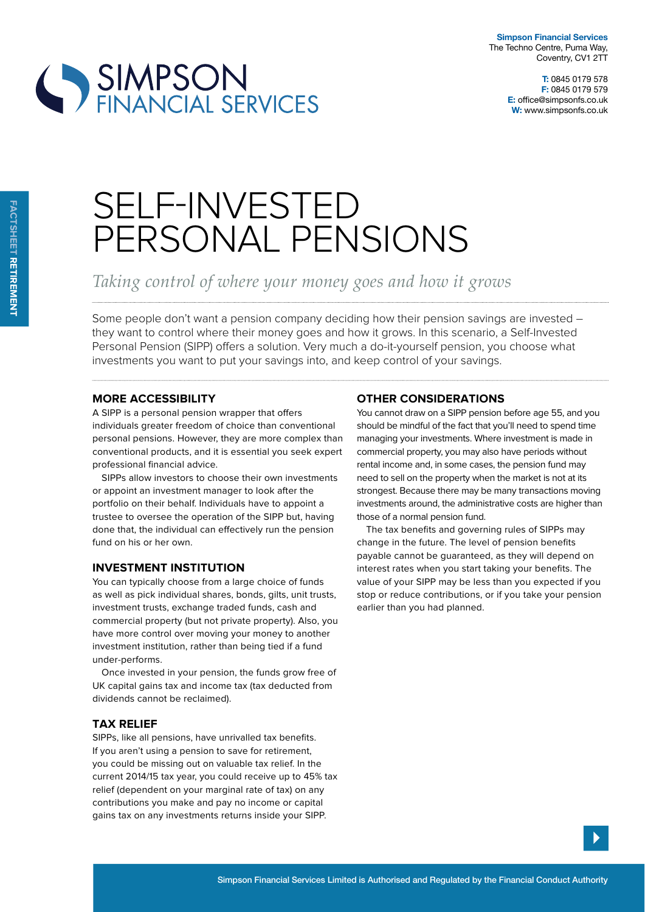**Simpson Financial Services**
The Techno Centre, Puma Way,
Coventry, CV1 2TT

**T:** 0845 0179 578
**F:** 0845 0179 579
**E:** office@simpsonfs.co.uk
**W:** www.simpsonfs.co.uk

FACTSHEET **RETIREMENT**

# SELF-INVESTED PERSONAL PENSIONS

*Taking control of where your money goes and how it grows*

Some people don't want a pension company deciding how their pension savings are invested – they want to control where their money goes and how it grows. In this scenario, a Self-Invested Personal Pension (SIPP) offers a solution. Very much a do-it-yourself pension, you choose what investments you want to put your savings into, and keep control of your savings.

## MORE ACCESSIBILITY

A SIPP is a personal pension wrapper that offers individuals greater freedom of choice than conventional personal pensions. However, they are more complex than conventional products, and it is essential you seek expert professional financial advice.

SIPPs allow investors to choose their own investments or appoint an investment manager to look after the portfolio on their behalf. Individuals have to appoint a trustee to oversee the operation of the SIPP but, having done that, the individual can effectively run the pension fund on his or her own.

## INVESTMENT INSTITUTION

You can typically choose from a large choice of funds as well as pick individual shares, bonds, gilts, unit trusts, investment trusts, exchange traded funds, cash and commercial property (but not private property). Also, you have more control over moving your money to another investment institution, rather than being tied if a fund under-performs.

Once invested in your pension, the funds grow free of UK capital gains tax and income tax (tax deducted from dividends cannot be reclaimed).

## TAX RELIEF

SIPPs, like all pensions, have unrivalled tax benefits. If you aren't using a pension to save for retirement, you could be missing out on valuable tax relief. In the current 2014/15 tax year, you could receive up to 45% tax relief (dependent on your marginal rate of tax) on any contributions you make and pay no income or capital gains tax on any investments returns inside your SIPP.

## OTHER CONSIDERATIONS

You cannot draw on a SIPP pension before age 55, and you should be mindful of the fact that you'll need to spend time managing your investments. Where investment is made in commercial property, you may also have periods without rental income and, in some cases, the pension fund may need to sell on the property when the market is not at its strongest. Because there may be many transactions moving investments around, the administrative costs are higher than those of a normal pension fund.

The tax benefits and governing rules of SIPPs may change in the future. The level of pension benefits payable cannot be guaranteed, as they will depend on interest rates when you start taking your benefits. The value of your SIPP may be less than you expected if you stop or reduce contributions, or if you take your pension earlier than you had planned.

Simpson Financial Services Limited is Authorised and Regulated by the Financial Conduct Authority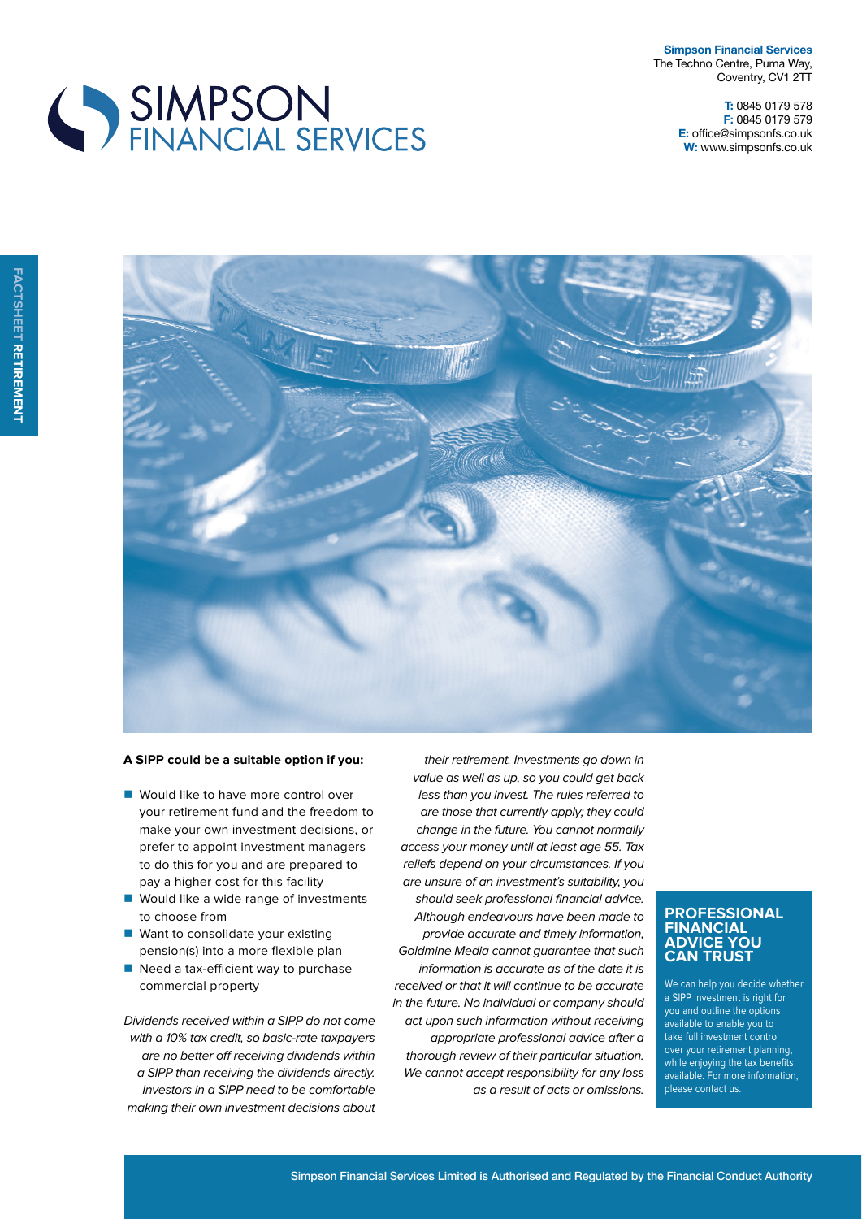**Simpson Financial Services**
The Techno Centre, Puma Way,
Coventry, CV1 2TT

**T:** 0845 0179 578
**F:** 0845 0179 579
**E:** office@simpsonfs.co.uk
**W:** www.simpsonfs.co.uk

SIMPSON
FINANCIAL SERVICES

FACTSHEET **RETIREMENT**

**A SIPP could be a suitable option if you:**

- Would like to have more control over your retirement fund and the freedom to make your own investment decisions, or prefer to appoint investment managers to do this for you and are prepared to pay a higher cost for this facility
- Would like a wide range of investments to choose from
- Want to consolidate your existing pension(s) into a more flexible plan
- Need a tax-efficient way to purchase commercial property

*Dividends received within a SIPP do not come with a 10% tax credit, so basic-rate taxpayers are no better off receiving dividends within a SIPP than receiving the dividends directly. Investors in a SIPP need to be comfortable making their own investment decisions about their retirement. Investments go down in value as well as up, so you could get back less than you invest. The rules referred to are those that currently apply; they could change in the future. You cannot normally access your money until at least age 55. Tax reliefs depend on your circumstances. If you are unsure of an investment's suitability, you should seek professional financial advice. Although endeavours have been made to provide accurate and timely information, Goldmine Media cannot guarantee that such information is accurate as of the date it is received or that it will continue to be accurate in the future. No individual or company should act upon such information without receiving appropriate professional advice after a thorough review of their particular situation. We cannot accept responsibility for any loss as a result of acts or omissions.*

## PROFESSIONAL FINANCIAL ADVICE YOU CAN TRUST

We can help you decide whether a SIPP investment is right for you and outline the options available to enable you to take full investment control over your retirement planning, while enjoying the tax benefits available. For more information, please contact us.

Simpson Financial Services Limited is Authorised and Regulated by the Financial Conduct Authority